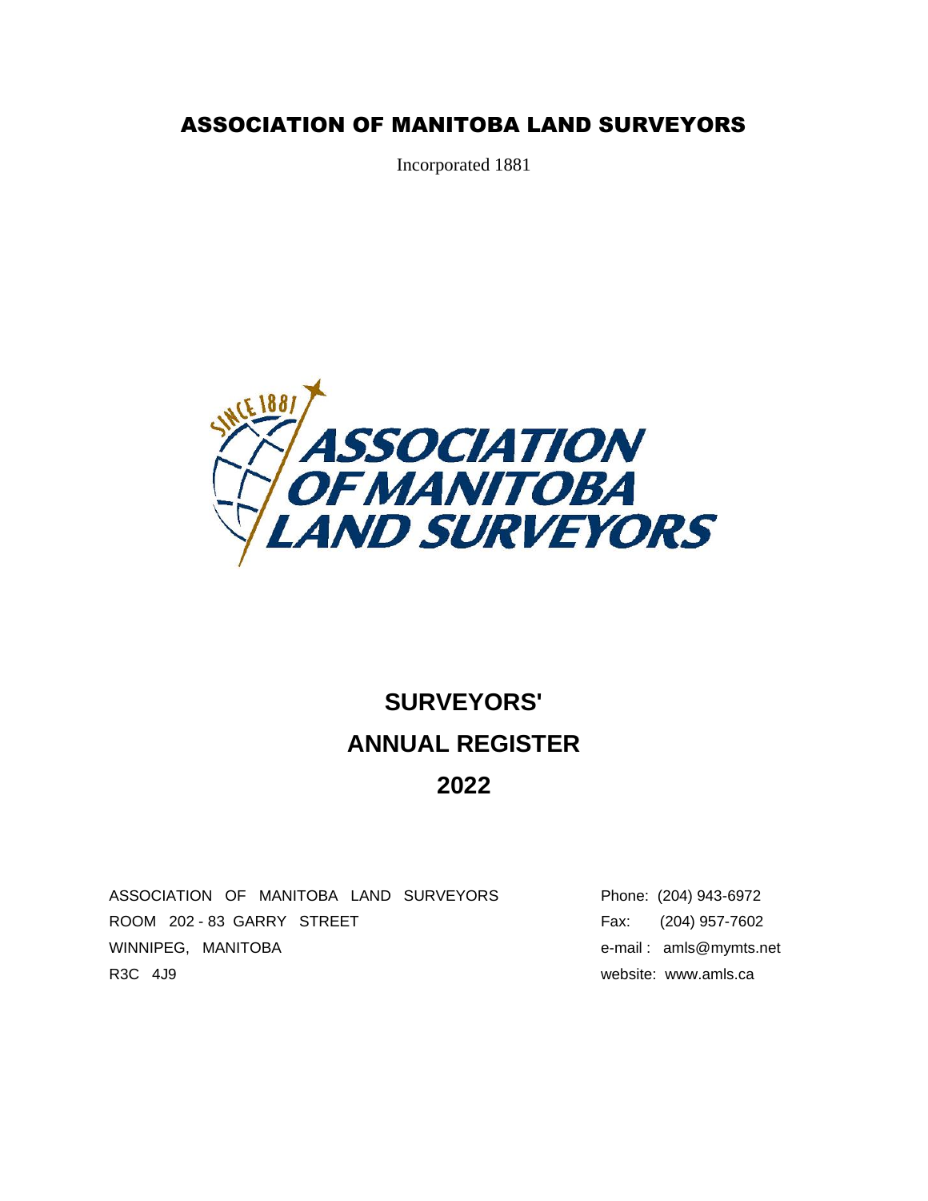# ASSOCIATION OF MANITOBA LAND SURVEYORS

Incorporated 1881

# SURVEYORS' ANNUAL REGISTER 2022

ASSOCIATION OF MANITOBA LAND SURVEYORS
ROOM 202 - 83 GARRY STREET
WINNIPEG, MANITOBA
R3C 4J9

Phone: (204) 943-6972
Fax: (204) 957-7602
e-mail : amls@mymts.net
website: www.amls.ca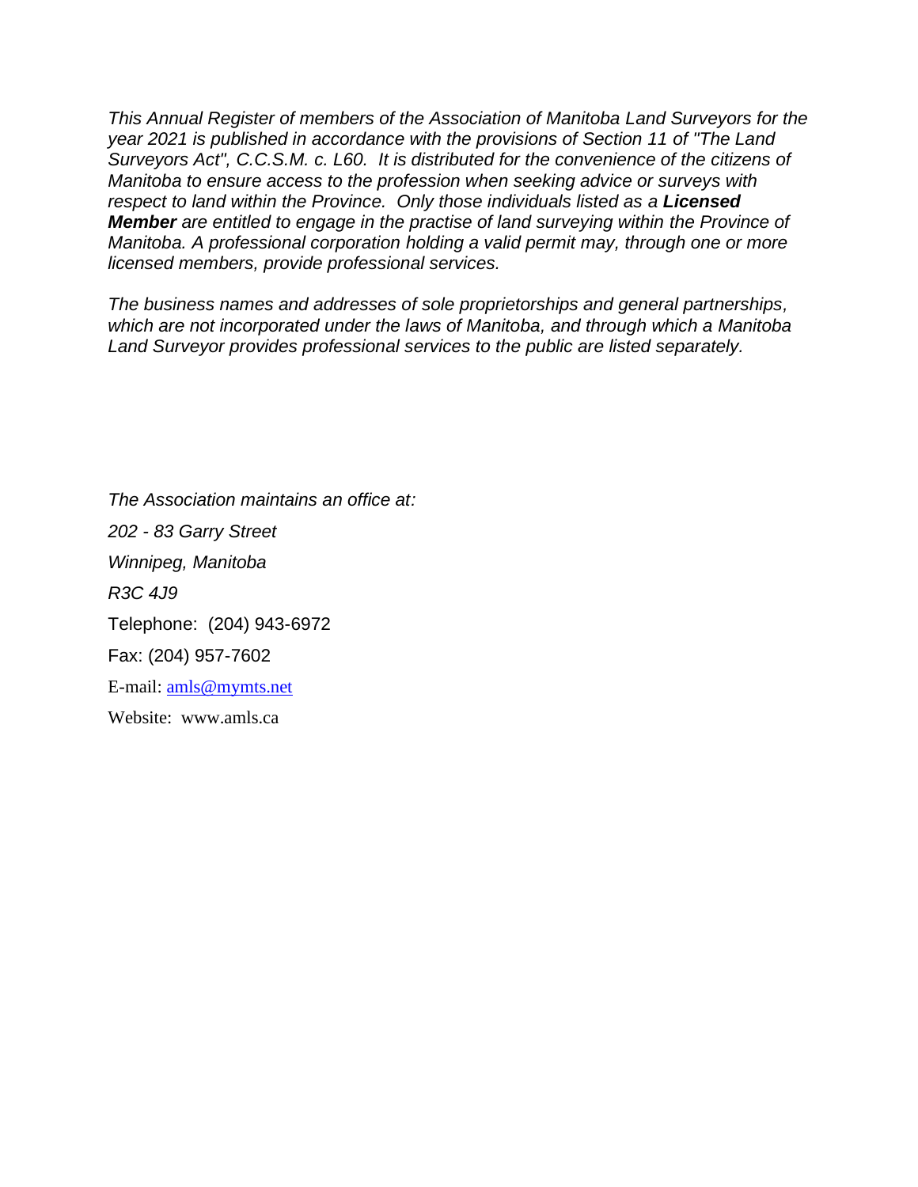*This Annual Register of members of the Association of Manitoba Land Surveyors for the year 2021 is published in accordance with the provisions of Section 11 of "The Land Surveyors Act", C.C.S.M. c. L60. It is distributed for the convenience of the citizens of Manitoba to ensure access to the profession when seeking advice or surveys with respect to land within the Province. Only those individuals listed as a* ***Licensed Member*** *are entitled to engage in the practise of land surveying within the Province of Manitoba. A professional corporation holding a valid permit may, through one or more licensed members, provide professional services.*

*The business names and addresses of sole proprietorships and general partnerships, which are not incorporated under the laws of Manitoba, and through which a Manitoba Land Surveyor provides professional services to the public are listed separately.*

*The Association maintains an office at:*

*202 - 83 Garry Street*

*Winnipeg, Manitoba*

*R3C 4J9*

Telephone: (204) 943-6972

Fax: (204) 957-7602

E-mail: amls@mymts.net

Website: www.amls.ca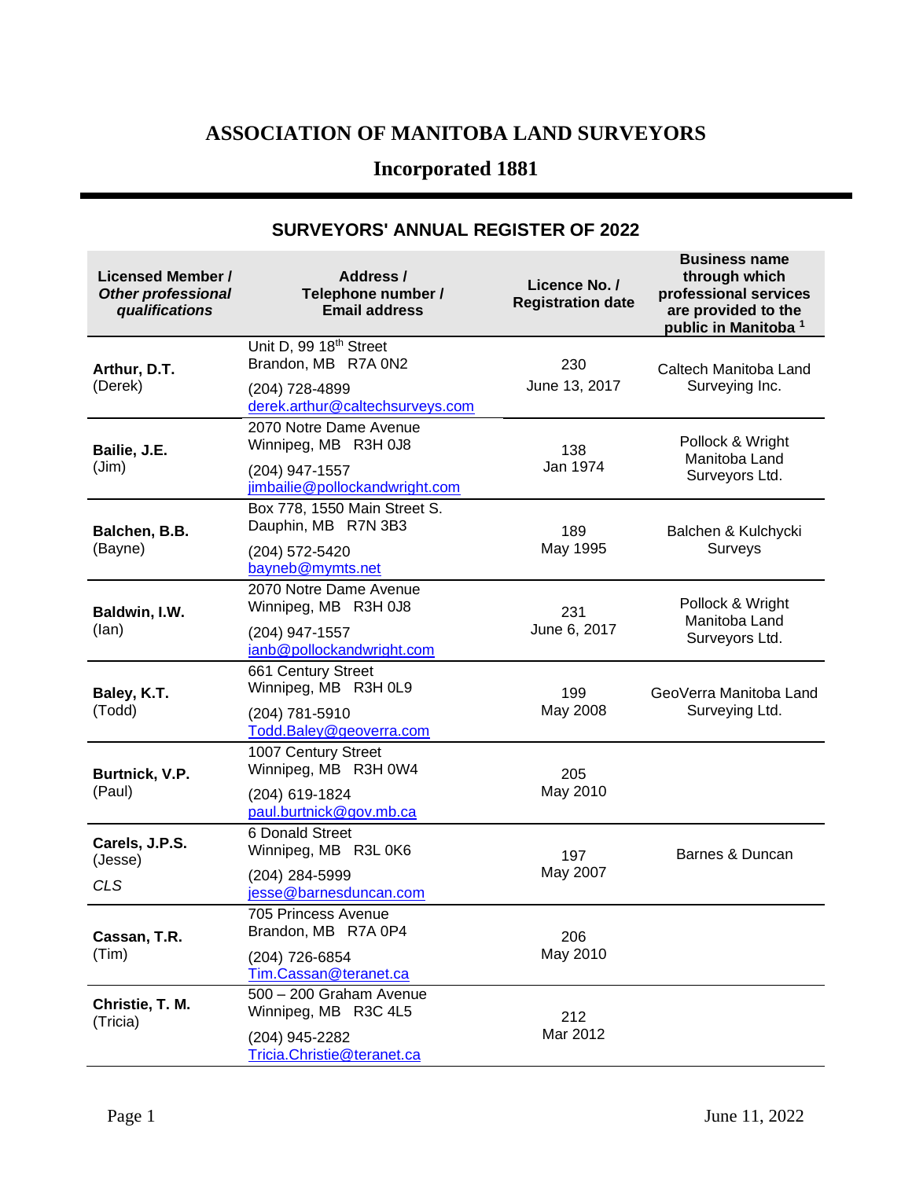# ASSOCIATION OF MANITOBA LAND SURVEYORS

## Incorporated 1881

### SURVEYORS' ANNUAL REGISTER OF 2022

| **Licensed Member /** ***Other professional qualifications*** | **Address / Telephone number / Email address** | **Licence No. / Registration date** | **Business name through which professional services are provided to the public in Manitoba** [1] |
|---|---|---|---|
| **Arthur, D.T.** (Derek) | Unit D, 99 18th Street Brandon, MB R7A 0N2 (204) 728-4899 derek.arthur@caltechsurveys.com | 230 June 13, 2017 | Caltech Manitoba Land Surveying Inc. |
| **Bailie, J.E.** (Jim) | 2070 Notre Dame Avenue Winnipeg, MB R3H 0J8 (204) 947-1557 jimbailie@pollockandwright.com | 138 Jan 1974 | Pollock & Wright Manitoba Land Surveyors Ltd. |
| **Balchen, B.B.** (Bayne) | Box 778, 1550 Main Street S. Dauphin, MB R7N 3B3 (204) 572-5420 bayneb@mymts.net | 189 May 1995 | Balchen & Kulchycki Surveys |
| **Baldwin, I.W.** (Ian) | 2070 Notre Dame Avenue Winnipeg, MB R3H 0J8 (204) 947-1557 ianb@pollockandwright.com | 231 June 6, 2017 | Pollock & Wright Manitoba Land Surveyors Ltd. |
| **Baley, K.T.** (Todd) | 661 Century Street Winnipeg, MB R3H 0L9 (204) 781-5910 Todd.Baley@geoverra.com | 199 May 2008 | GeoVerra Manitoba Land Surveying Ltd. |
| **Burtnick, V.P.** (Paul) | 1007 Century Street Winnipeg, MB R3H 0W4 (204) 619-1824 paul.burtnick@gov.mb.ca | 205 May 2010 | |
| **Carels, J.P.S.** (Jesse) *CLS* | 6 Donald Street Winnipeg, MB R3L 0K6 (204) 284-5999 jesse@barnesduncan.com | 197 May 2007 | Barnes & Duncan |
| **Cassan, T.R.** (Tim) | 705 Princess Avenue Brandon, MB R7A 0P4 (204) 726-6854 Tim.Cassan@teranet.ca | 206 May 2010 | |
| **Christie, T. M.** (Tricia) | 500 – 200 Graham Avenue Winnipeg, MB R3C 4L5 (204) 945-2282 Tricia.Christie@teranet.ca | 212 Mar 2012 | |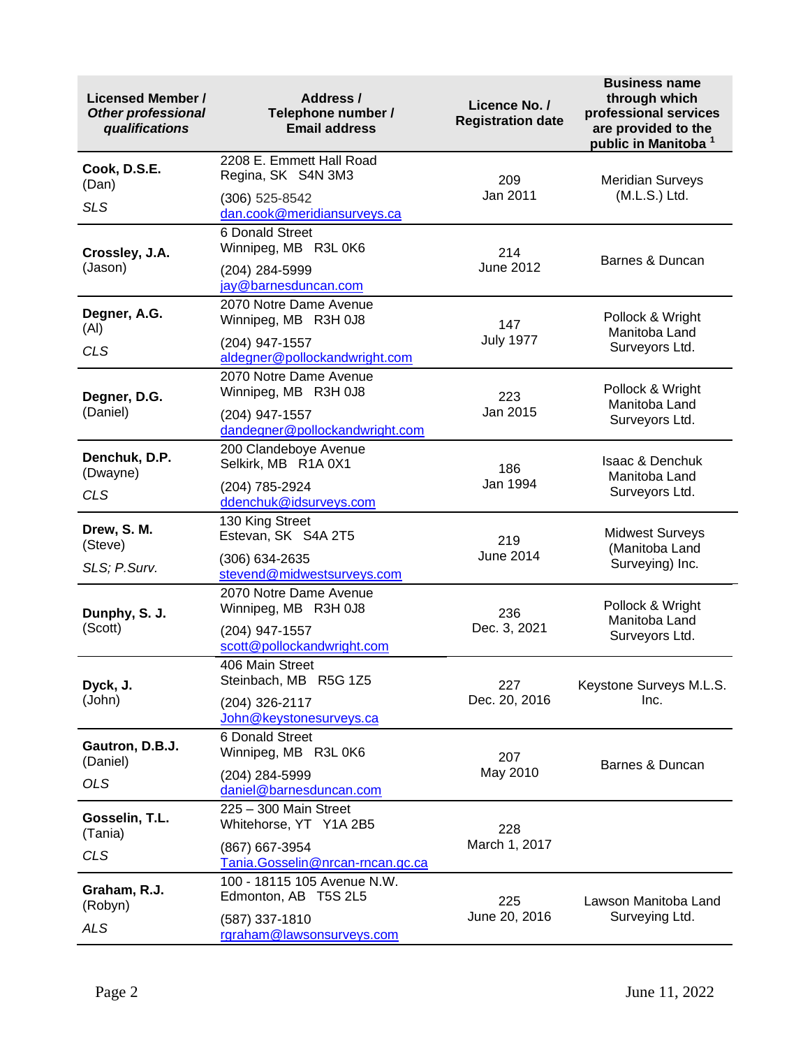| **Licensed Member /** ***Other professional qualifications*** | **Address / Telephone number / Email address** | **Licence No. / Registration date** | **Business name through which professional services are provided to the public in Manitoba** [1] |
|---|---|---|---|
| **Cook, D.S.E.** (Dan) *SLS* | 2208 E. Emmett Hall Road Regina, SK S4N 3M3 (306) 525-8542 dan.cook@meridiansurveys.ca | 209 Jan 2011 | Meridian Surveys (M.L.S.) Ltd. |
| **Crossley, J.A.** (Jason) | 6 Donald Street Winnipeg, MB R3L 0K6 (204) 284-5999 jay@barnesduncan.com | 214 June 2012 | Barnes & Duncan |
| **Degner, A.G.** (Al) *CLS* | 2070 Notre Dame Avenue Winnipeg, MB R3H 0J8 (204) 947-1557 aldegner@pollockandwright.com | 147 July 1977 | Pollock & Wright Manitoba Land Surveyors Ltd. |
| **Degner, D.G.** (Daniel) | 2070 Notre Dame Avenue Winnipeg, MB R3H 0J8 (204) 947-1557 dandegner@pollockandwright.com | 223 Jan 2015 | Pollock & Wright Manitoba Land Surveyors Ltd. |
| **Denchuk, D.P.** (Dwayne) *CLS* | 200 Clandeboye Avenue Selkirk, MB R1A 0X1 (204) 785-2924 ddenchuk@idsurveys.com | 186 Jan 1994 | Isaac & Denchuk Manitoba Land Surveyors Ltd. |
| **Drew, S. M.** (Steve) *SLS; P.Surv.* | 130 King Street Estevan, SK S4A 2T5 (306) 634-2635 stevend@midwestsurveys.com | 219 June 2014 | Midwest Surveys (Manitoba Land Surveying) Inc. |
| **Dunphy, S. J.** (Scott) | 2070 Notre Dame Avenue Winnipeg, MB R3H 0J8 (204) 947-1557 scott@pollockandwright.com | 236 Dec. 3, 2021 | Pollock & Wright Manitoba Land Surveyors Ltd. |
| **Dyck, J.** (John) | 406 Main Street Steinbach, MB R5G 1Z5 (204) 326-2117 John@keystonesurveys.ca | 227 Dec. 20, 2016 | Keystone Surveys M.L.S. Inc. |
| **Gautron, D.B.J.** (Daniel) *OLS* | 6 Donald Street Winnipeg, MB R3L 0K6 (204) 284-5999 daniel@barnesduncan.com | 207 May 2010 | Barnes & Duncan |
| **Gosselin, T.L.** (Tania) *CLS* | 225 – 300 Main Street Whitehorse, YT Y1A 2B5 (867) 667-3954 Tania.Gosselin@nrcan-rncan.gc.ca | 228 March 1, 2017 | |
| **Graham, R.J.** (Robyn) *ALS* | 100 - 18115 105 Avenue N.W. Edmonton, AB T5S 2L5 (587) 337-1810 rgraham@lawsonsurveys.com | 225 June 20, 2016 | Lawson Manitoba Land Surveying Ltd. |

June 11, 2022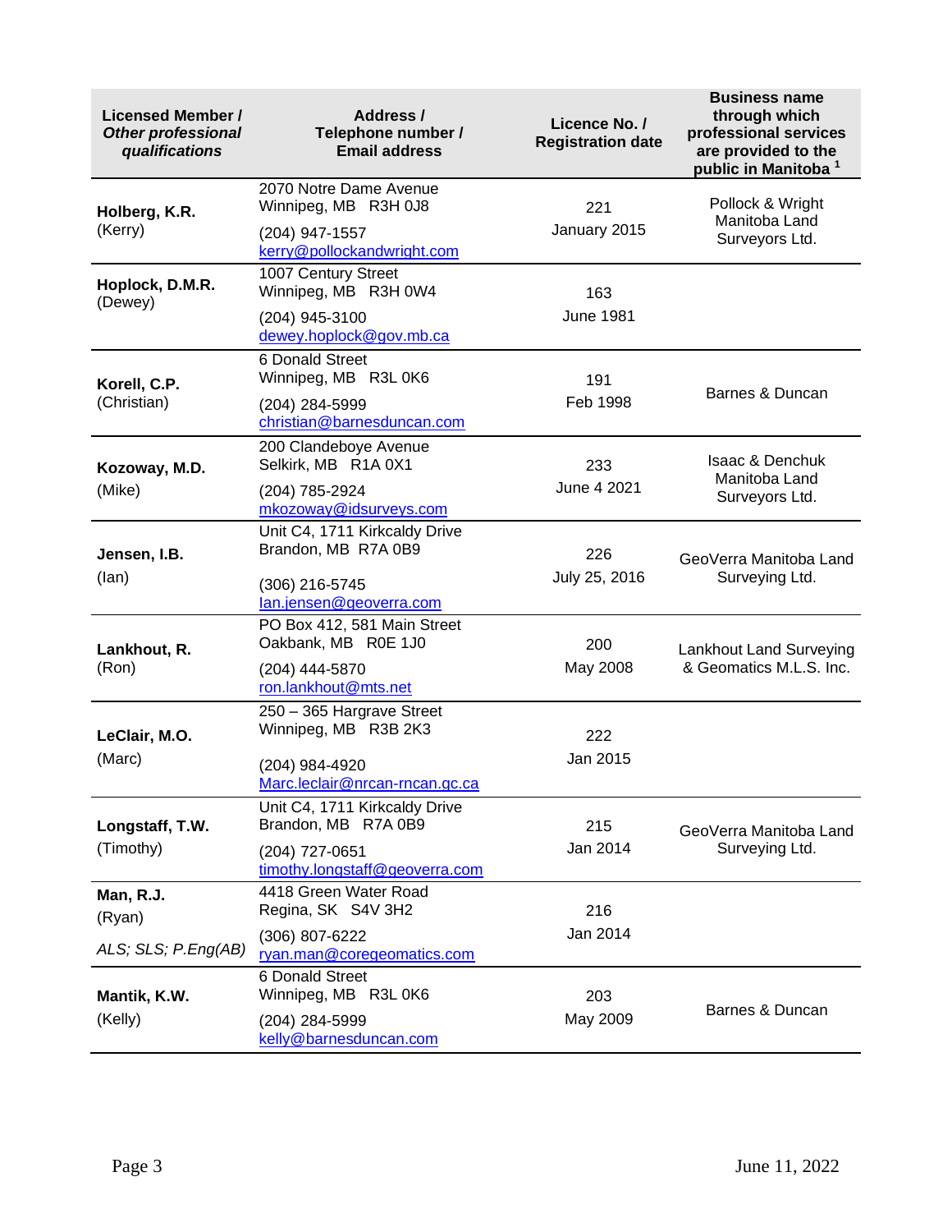| Licensed Member / *Other professional qualifications* | Address / Telephone number / Email address | Licence No. / Registration date | Business name through which professional services are provided to the public in Manitoba [1] |
|---|---|---|---|
| **Holberg, K.R.** (Kerry) | 2070 Notre Dame Avenue Winnipeg, MB R3H 0J8 (204) 947-1557 kerry@pollockandwright.com | 221 January 2015 | Pollock & Wright Manitoba Land Surveyors Ltd. |
| **Hoplock, D.M.R.** (Dewey) | 1007 Century Street Winnipeg, MB R3H 0W4 (204) 945-3100 dewey.hoplock@gov.mb.ca | 163 June 1981 | |
| **Korell, C.P.** (Christian) | 6 Donald Street Winnipeg, MB R3L 0K6 (204) 284-5999 christian@barnesduncan.com | 191 Feb 1998 | Barnes & Duncan |
| **Kozoway, M.D.** (Mike) | 200 Clandeboye Avenue Selkirk, MB R1A 0X1 (204) 785-2924 mkozoway@idsurveys.com | 233 June 4 2021 | Isaac & Denchuk Manitoba Land Surveyors Ltd. |
| **Jensen, I.B.** (Ian) | Unit C4, 1711 Kirkcaldy Drive Brandon, MB R7A 0B9 (306) 216-5745 Ian.jensen@geoverra.com | 226 July 25, 2016 | GeoVerra Manitoba Land Surveying Ltd. |
| **Lankhout, R.** (Ron) | PO Box 412, 581 Main Street Oakbank, MB R0E 1J0 (204) 444-5870 ron.lankhout@mts.net | 200 May 2008 | Lankhout Land Surveying & Geomatics M.L.S. Inc. |
| **LeClair, M.O.** (Marc) | 250 – 365 Hargrave Street Winnipeg, MB R3B 2K3 (204) 984-4920 Marc.leclair@nrcan-rncan.gc.ca | 222 Jan 2015 | |
| **Longstaff, T.W.** (Timothy) | Unit C4, 1711 Kirkcaldy Drive Brandon, MB R7A 0B9 (204) 727-0651 timothy.longstaff@geoverra.com | 215 Jan 2014 | GeoVerra Manitoba Land Surveying Ltd. |
| **Man, R.J.** (Ryan) *ALS; SLS; P.Eng(AB)* | 4418 Green Water Road Regina, SK S4V 3H2 (306) 807-6222 ryan.man@coregeomatics.com | 216 Jan 2014 | |
| **Mantik, K.W.** (Kelly) | 6 Donald Street Winnipeg, MB R3L 0K6 (204) 284-5999 kelly@barnesduncan.com | 203 May 2009 | Barnes & Duncan |

June 11, 2022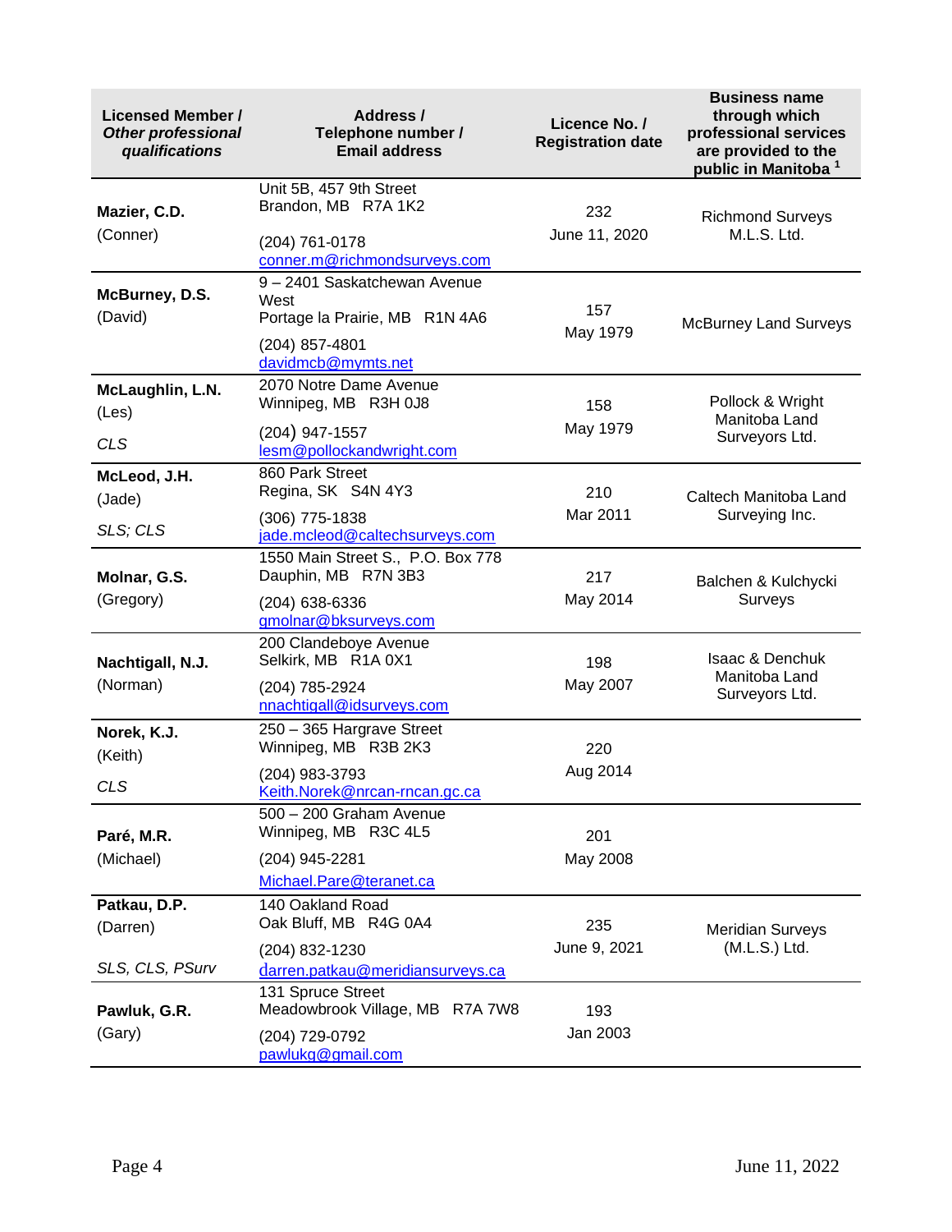| **Licensed Member /** ***Other professional qualifications*** | **Address / Telephone number / Email address** | **Licence No. / Registration date** | **Business name through which professional services are provided to the public in Manitoba** [1] |
|---|---|---|---|
| **Mazier, C.D.** (Conner) | Unit 5B, 457 9th Street Brandon, MB R7A 1K2 (204) 761-0178 conner.m@richmondsurveys.com | 232 June 11, 2020 | Richmond Surveys M.L.S. Ltd. |
| **McBurney, D.S.** (David) | 9 – 2401 Saskatchewan Avenue West Portage la Prairie, MB R1N 4A6 (204) 857-4801 davidmcb@mymts.net | 157 May 1979 | McBurney Land Surveys |
| **McLaughlin, L.N.** (Les) *CLS* | 2070 Notre Dame Avenue Winnipeg, MB R3H 0J8 (204) 947-1557 lesm@pollockandwright.com | 158 May 1979 | Pollock & Wright Manitoba Land Surveyors Ltd. |
| **McLeod, J.H.** (Jade) *SLS; CLS* | 860 Park Street Regina, SK S4N 4Y3 (306) 775-1838 jade.mcleod@caltechsurveys.com | 210 Mar 2011 | Caltech Manitoba Land Surveying Inc. |
| **Molnar, G.S.** (Gregory) | 1550 Main Street S., P.O. Box 778 Dauphin, MB R7N 3B3 (204) 638-6336 gmolnar@bksurveys.com | 217 May 2014 | Balchen & Kulchycki Surveys |
| **Nachtigall, N.J.** (Norman) | 200 Clandeboye Avenue Selkirk, MB R1A 0X1 (204) 785-2924 nnachtigall@idsurveys.com | 198 May 2007 | Isaac & Denchuk Manitoba Land Surveyors Ltd. |
| **Norek, K.J.** (Keith) *CLS* | 250 – 365 Hargrave Street Winnipeg, MB R3B 2K3 (204) 983-3793 Keith.Norek@nrcan-rncan.gc.ca | 220 Aug 2014 | |
| **Paré, M.R.** (Michael) | 500 – 200 Graham Avenue Winnipeg, MB R3C 4L5 (204) 945-2281 Michael.Pare@teranet.ca | 201 May 2008 | |
| **Patkau, D.P.** (Darren) *SLS, CLS, PSurv* | 140 Oakland Road Oak Bluff, MB R4G 0A4 (204) 832-1230 darren.patkau@meridiansurveys.ca | 235 June 9, 2021 | Meridian Surveys (M.L.S.) Ltd. |
| **Pawluk, G.R.** (Gary) | 131 Spruce Street Meadowbrook Village, MB R7A 7W8 (204) 729-0792 pawlukg@gmail.com | 193 Jan 2003 | |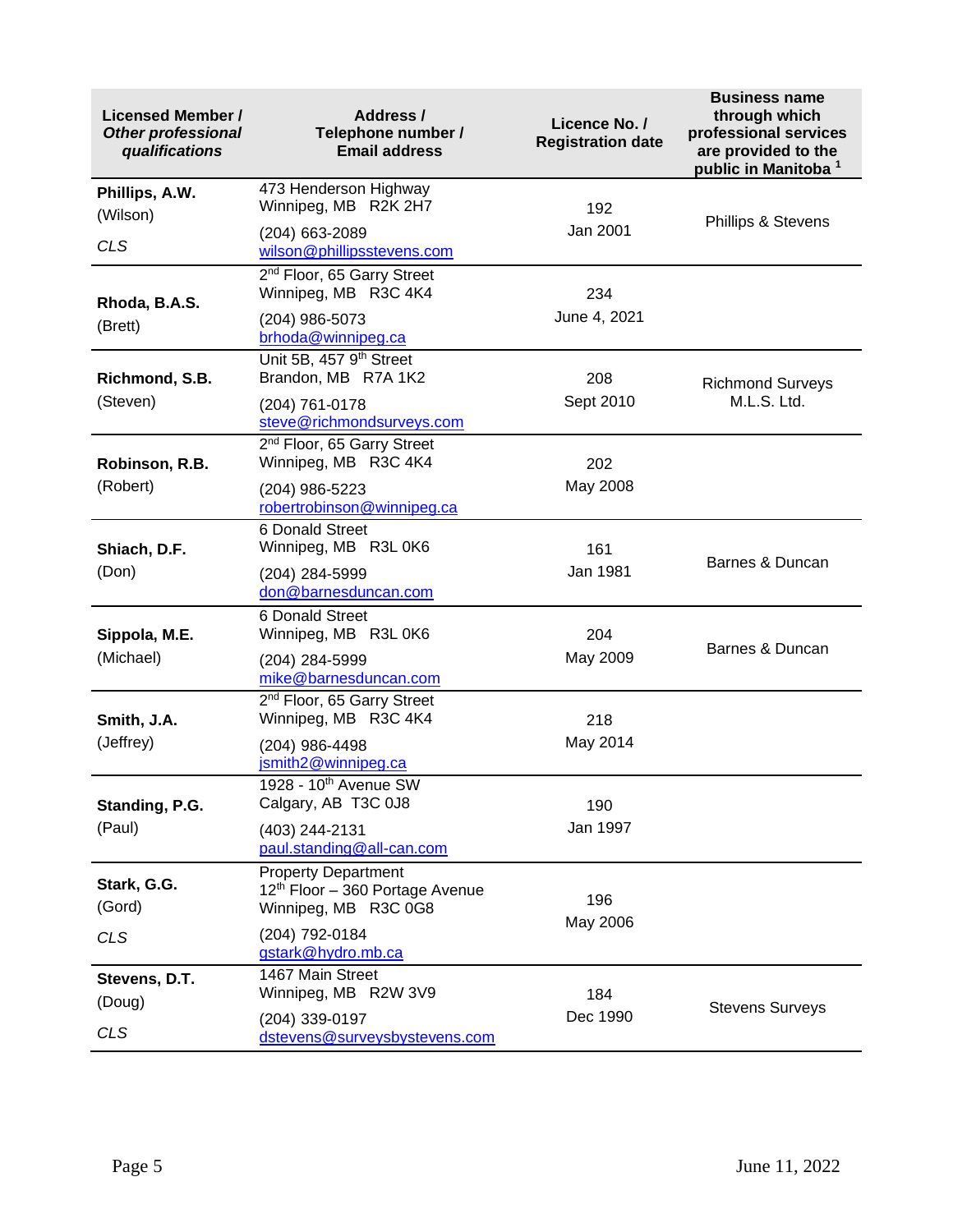| **Licensed Member /** ***Other professional qualifications*** | **Address / Telephone number / Email address** | **Licence No. / Registration date** | **Business name through which professional services are provided to the public in Manitoba [1]** |
|---|---|---|---|
| **Phillips, A.W.** (Wilson) *CLS* | 473 Henderson Highway Winnipeg, MB R2K 2H7 (204) 663-2089 wilson@phillipsstevens.com | 192 Jan 2001 | Phillips & Stevens |
| **Rhoda, B.A.S.** (Brett) | 2nd Floor, 65 Garry Street Winnipeg, MB R3C 4K4 (204) 986-5073 brhoda@winnipeg.ca | 234 June 4, 2021 | |
| **Richmond, S.B.** (Steven) | Unit 5B, 457 9th Street Brandon, MB R7A 1K2 (204) 761-0178 steve@richmondsurveys.com | 208 Sept 2010 | Richmond Surveys M.L.S. Ltd. |
| **Robinson, R.B.** (Robert) | 2nd Floor, 65 Garry Street Winnipeg, MB R3C 4K4 (204) 986-5223 robertrobinson@winnipeg.ca | 202 May 2008 | |
| **Shiach, D.F.** (Don) | 6 Donald Street Winnipeg, MB R3L 0K6 (204) 284-5999 don@barnesduncan.com | 161 Jan 1981 | Barnes & Duncan |
| **Sippola, M.E.** (Michael) | 6 Donald Street Winnipeg, MB R3L 0K6 (204) 284-5999 mike@barnesduncan.com | 204 May 2009 | Barnes & Duncan |
| **Smith, J.A.** (Jeffrey) | 2nd Floor, 65 Garry Street Winnipeg, MB R3C 4K4 (204) 986-4498 jsmith2@winnipeg.ca | 218 May 2014 | |
| **Standing, P.G.** (Paul) | 1928 - 10th Avenue SW Calgary, AB T3C 0J8 (403) 244-2131 paul.standing@all-can.com | 190 Jan 1997 | |
| **Stark, G.G.** (Gord) *CLS* | Property Department 12th Floor – 360 Portage Avenue Winnipeg, MB R3C 0G8 (204) 792-0184 gstark@hydro.mb.ca | 196 May 2006 | |
| **Stevens, D.T.** (Doug) *CLS* | 1467 Main Street Winnipeg, MB R2W 3V9 (204) 339-0197 dstevens@surveysbystevens.com | 184 Dec 1990 | Stevens Surveys |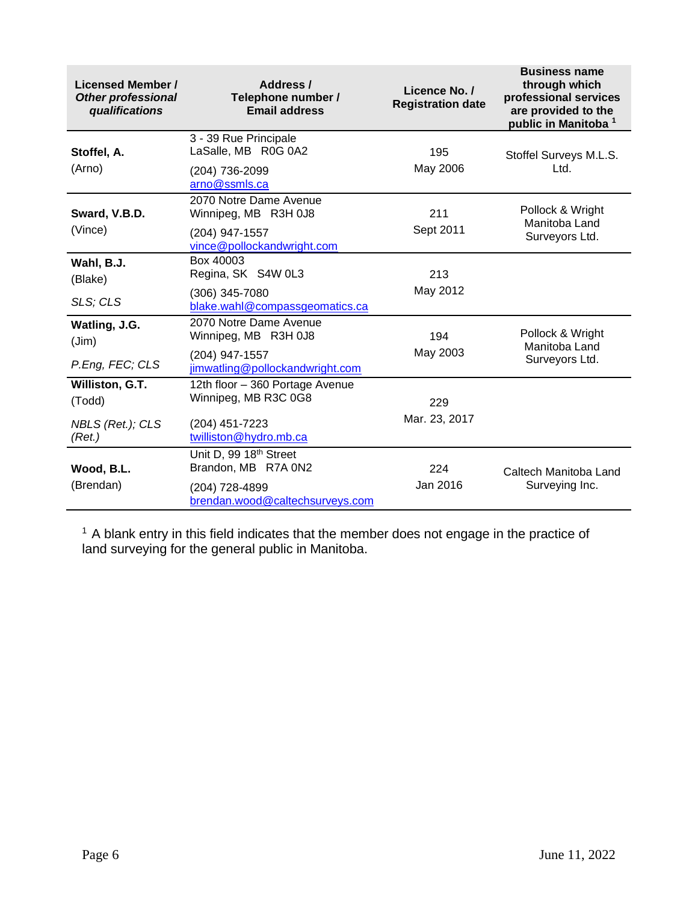| Licensed Member / *Other professional qualifications* | Address / Telephone number / Email address | Licence No. / Registration date | Business name through which professional services are provided to the public in Manitoba [1] |
|---|---|---|---|
| **Stoffel, A.**<br>(Arno) | 3 - 39 Rue Principale<br>LaSalle, MB R0G 0A2<br>(204) 736-2099<br>arno@ssmls.ca | 195<br>May 2006 | Stoffel Surveys M.L.S. Ltd. |
| **Sward, V.B.D.**<br>(Vince) | 2070 Notre Dame Avenue<br>Winnipeg, MB R3H 0J8<br>(204) 947-1557<br>vince@pollockandwright.com | 211<br>Sept 2011 | Pollock & Wright Manitoba Land Surveyors Ltd. |
| **Wahl, B.J.**<br>(Blake)<br>*SLS; CLS* | Box 40003<br>Regina, SK S4W 0L3<br>(306) 345-7080<br>blake.wahl@compassgeomatics.ca | 213<br>May 2012 | |
| **Watling, J.G.**<br>(Jim)<br>*P.Eng, FEC; CLS* | 2070 Notre Dame Avenue<br>Winnipeg, MB R3H 0J8<br>(204) 947-1557<br>jimwatling@pollockandwright.com | 194<br>May 2003 | Pollock & Wright Manitoba Land Surveyors Ltd. |
| **Williston, G.T.**<br>(Todd)<br>*NBLS (Ret.); CLS (Ret.)* | 12th floor – 360 Portage Avenue<br>Winnipeg, MB R3C 0G8<br>(204) 451-7223<br>twilliston@hydro.mb.ca | 229<br>Mar. 23, 2017 | |
| **Wood, B.L.**<br>(Brendan) | Unit D, 99 18th Street<br>Brandon, MB R7A 0N2<br>(204) 728-4899<br>brendan.wood@caltechsurveys.com | 224<br>Jan 2016 | Caltech Manitoba Land Surveying Inc. |

[1] A blank entry in this field indicates that the member does not engage in the practice of land surveying for the general public in Manitoba.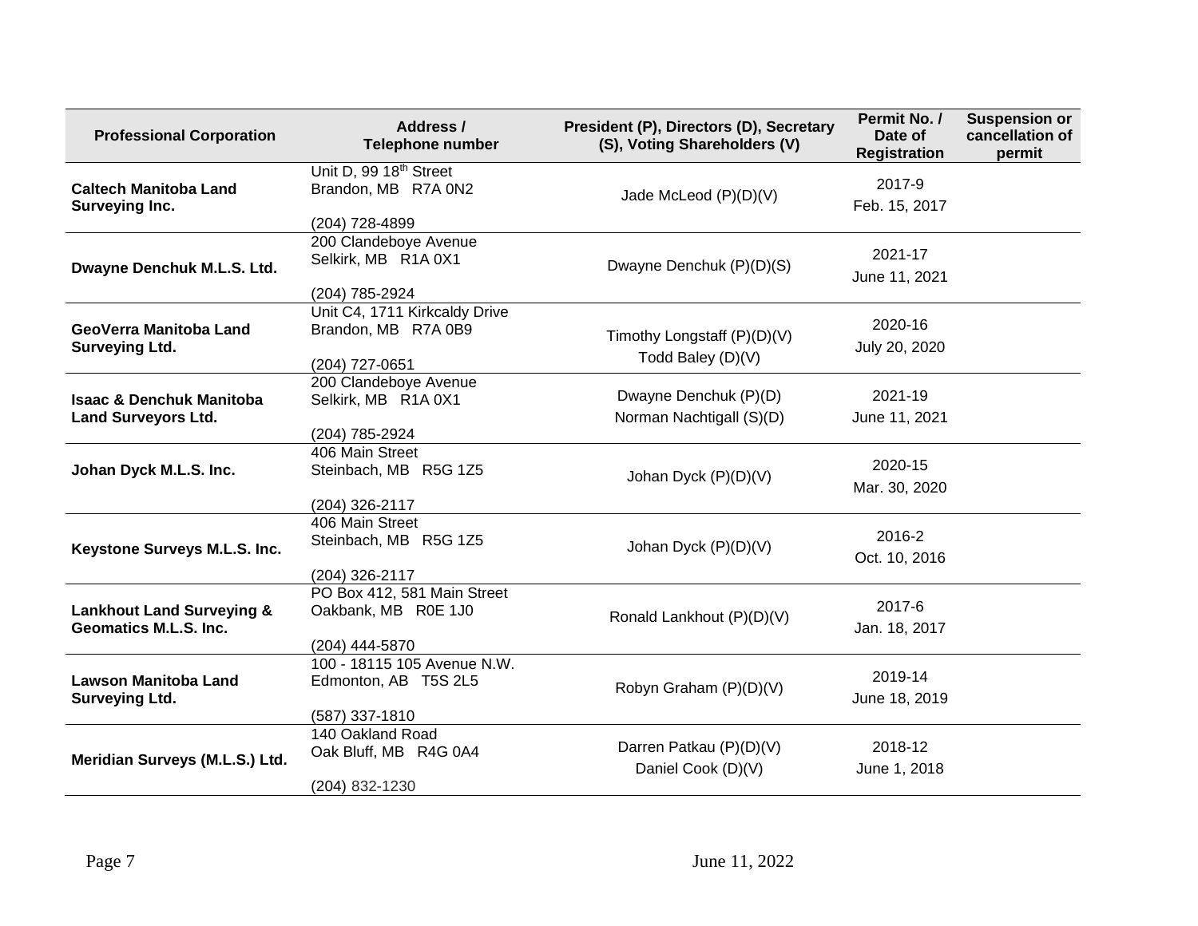| Professional Corporation | Address / Telephone number | President (P), Directors (D), Secretary (S), Voting Shareholders (V) | Permit No. / Date of Registration | Suspension or cancellation of permit |
|---|---|---|---|---|
| **Caltech Manitoba Land Surveying Inc.** | Unit D, 99 18th Street<br>Brandon, MB R7A 0N2<br><br>(204) 728-4899 | Jade McLeod (P)(D)(V) | 2017-9<br>Feb. 15, 2017 | |
| **Dwayne Denchuk M.L.S. Ltd.** | 200 Clandeboye Avenue<br>Selkirk, MB R1A 0X1<br><br>(204) 785-2924 | Dwayne Denchuk (P)(D)(S) | 2021-17<br>June 11, 2021 | |
| **GeoVerra Manitoba Land Surveying Ltd.** | Unit C4, 1711 Kirkcaldy Drive<br>Brandon, MB R7A 0B9<br><br>(204) 727-0651 | Timothy Longstaff (P)(D)(V)<br>Todd Baley (D)(V) | 2020-16<br>July 20, 2020 | |
| **Isaac & Denchuk Manitoba Land Surveyors Ltd.** | 200 Clandeboye Avenue<br>Selkirk, MB R1A 0X1<br><br>(204) 785-2924 | Dwayne Denchuk (P)(D)<br>Norman Nachtigall (S)(D) | 2021-19<br>June 11, 2021 | |
| **Johan Dyck M.L.S. Inc.** | 406 Main Street<br>Steinbach, MB R5G 1Z5<br><br>(204) 326-2117 | Johan Dyck (P)(D)(V) | 2020-15<br>Mar. 30, 2020 | |
| **Keystone Surveys M.L.S. Inc.** | 406 Main Street<br>Steinbach, MB R5G 1Z5<br><br>(204) 326-2117 | Johan Dyck (P)(D)(V) | 2016-2<br>Oct. 10, 2016 | |
| **Lankhout Land Surveying & Geomatics M.L.S. Inc.** | PO Box 412, 581 Main Street<br>Oakbank, MB R0E 1J0<br><br>(204) 444-5870 | Ronald Lankhout (P)(D)(V) | 2017-6<br>Jan. 18, 2017 | |
| **Lawson Manitoba Land Surveying Ltd.** | 100 - 18115 105 Avenue N.W.<br>Edmonton, AB T5S 2L5<br><br>(587) 337-1810 | Robyn Graham (P)(D)(V) | 2019-14<br>June 18, 2019 | |
| **Meridian Surveys (M.L.S.) Ltd.** | 140 Oakland Road<br>Oak Bluff, MB R4G 0A4<br><br>(204) 832-1230 | Darren Patkau (P)(D)(V)<br>Daniel Cook (D)(V) | 2018-12<br>June 1, 2018 | |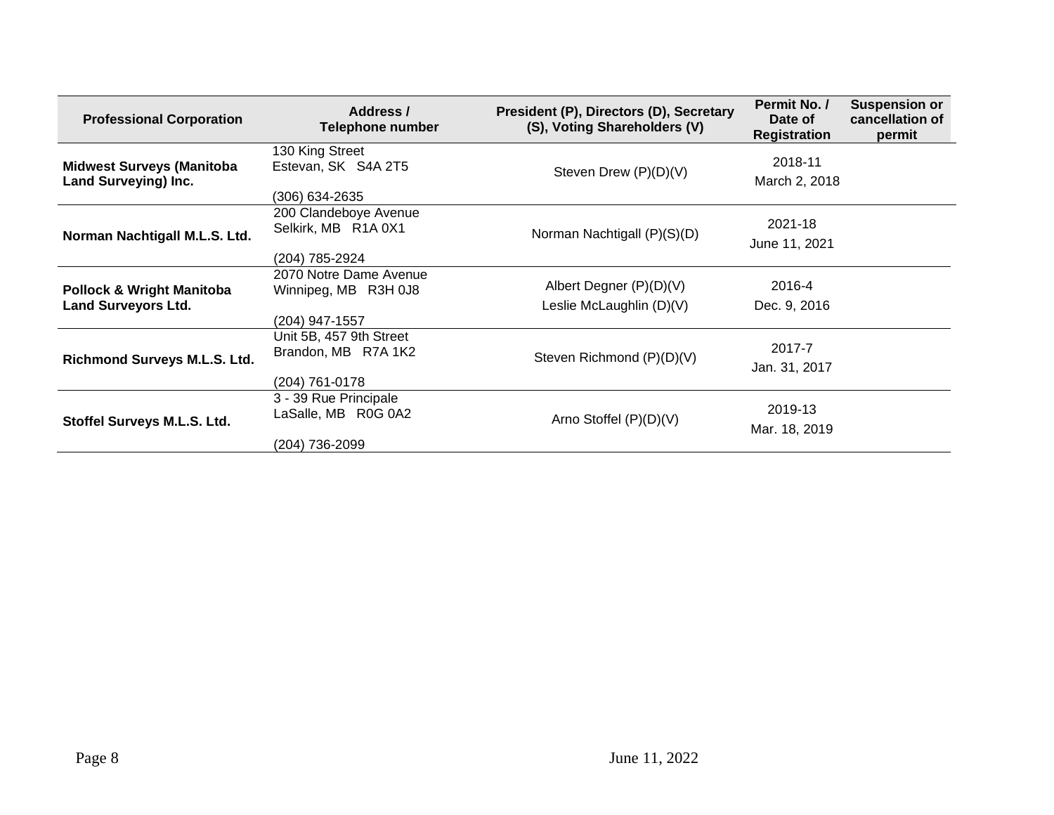| Professional Corporation | Address / Telephone number | President (P), Directors (D), Secretary (S), Voting Shareholders (V) | Permit No. / Date of Registration | Suspension or cancellation of permit |
|---|---|---|---|---|
| **Midwest Surveys (Manitoba Land Surveying) Inc.** | 130 King Street<br>Estevan, SK S4A 2T5<br><br>(306) 634-2635 | Steven Drew (P)(D)(V) | 2018-11<br>March 2, 2018 | |
| **Norman Nachtigall M.L.S. Ltd.** | 200 Clandeboye Avenue<br>Selkirk, MB R1A 0X1<br><br>(204) 785-2924 | Norman Nachtigall (P)(S)(D) | 2021-18<br>June 11, 2021 | |
| **Pollock & Wright Manitoba Land Surveyors Ltd.** | 2070 Notre Dame Avenue<br>Winnipeg, MB R3H 0J8<br><br>(204) 947-1557 | Albert Degner (P)(D)(V)<br>Leslie McLaughlin (D)(V) | 2016-4<br>Dec. 9, 2016 | |
| **Richmond Surveys M.L.S. Ltd.** | Unit 5B, 457 9th Street<br>Brandon, MB R7A 1K2<br><br>(204) 761-0178 | Steven Richmond (P)(D)(V) | 2017-7<br>Jan. 31, 2017 | |
| **Stoffel Surveys M.L.S. Ltd.** | 3 - 39 Rue Principale<br>LaSalle, MB R0G 0A2<br><br>(204) 736-2099 | Arno Stoffel (P)(D)(V) | 2019-13<br>Mar. 18, 2019 | |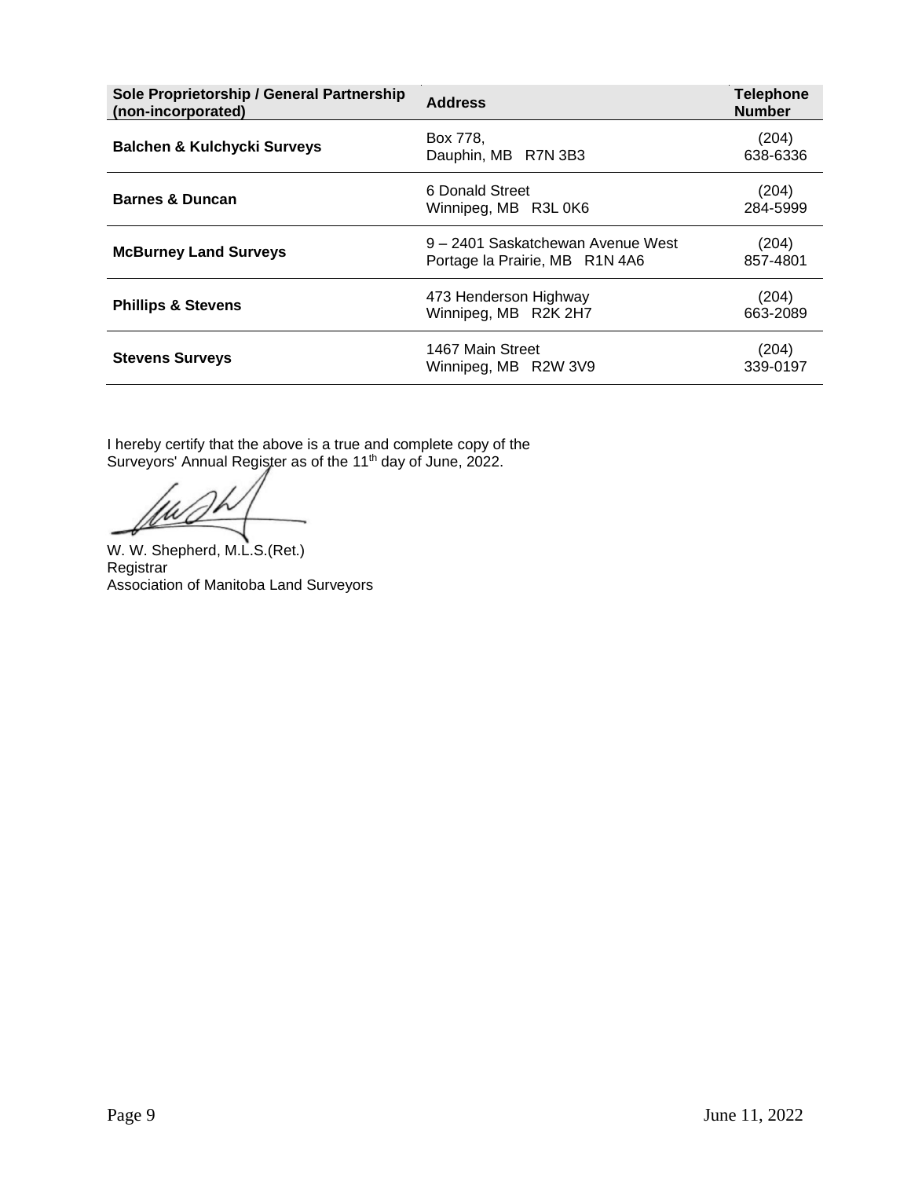| Sole Proprietorship / General Partnership (non-incorporated) | Address | Telephone Number |
|---|---|---|
| **Balchen & Kulchycki Surveys** | Box 778, Dauphin, MB R7N 3B3 | (204) 638-6336 |
| **Barnes & Duncan** | 6 Donald Street Winnipeg, MB R3L 0K6 | (204) 284-5999 |
| **McBurney Land Surveys** | 9 – 2401 Saskatchewan Avenue West Portage la Prairie, MB R1N 4A6 | (204) 857-4801 |
| **Phillips & Stevens** | 473 Henderson Highway Winnipeg, MB R2K 2H7 | (204) 663-2089 |
| **Stevens Surveys** | 1467 Main Street Winnipeg, MB R2W 3V9 | (204) 339-0197 |

I hereby certify that the above is a true and complete copy of the Surveyors' Annual Register as of the 11th day of June, 2022.

W. W. Shepherd, M.L.S.(Ret.)
Registrar
Association of Manitoba Land Surveyors